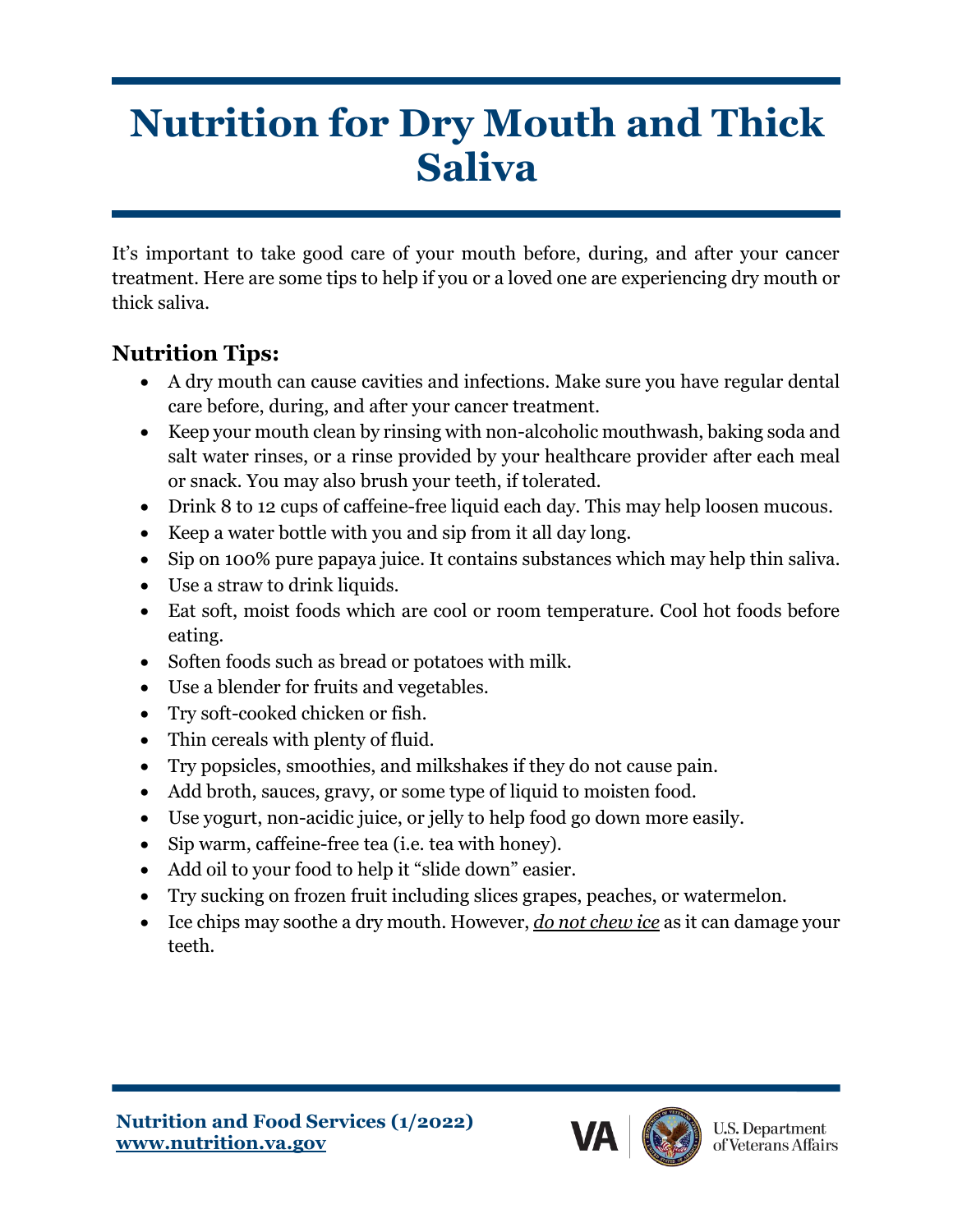# Nutrition for Dry Mouth and Thick Saliva

It's important to take good care of your mouth before, during, and after your cancer treatment. Here are some tips to help if you or a loved one are experiencing dry mouth or thick saliva.

## Nutrition Tips:

- A dry mouth can cause cavities and infections. Make sure you have regular dental care before, during, and after your cancer treatment.
- Keep your mouth clean by rinsing with non-alcoholic mouthwash, baking soda and salt water rinses, or a rinse provided by your healthcare provider after each meal or snack. You may also brush your teeth, if tolerated.
- Drink 8 to 12 cups of caffeine-free liquid each day. This may help loosen mucous.
- Keep a water bottle with you and sip from it all day long.
- Sip on 100% pure papaya juice. It contains substances which may help thin saliva.
- Use a straw to drink liquids.
- Eat soft, moist foods which are cool or room temperature. Cool hot foods before eating.
- Soften foods such as bread or potatoes with milk.
- Use a blender for fruits and vegetables.
- Try soft-cooked chicken or fish.
- Thin cereals with plenty of fluid.
- Try popsicles, smoothies, and milkshakes if they do not cause pain.
- Add broth, sauces, gravy, or some type of liquid to moisten food.
- Use yogurt, non-acidic juice, or jelly to help food go down more easily.
- Sip warm, caffeine-free tea (i.e. tea with honey).
- Add oil to your food to help it "slide down" easier.
- Try sucking on frozen fruit including slices grapes, peaches, or watermelon.
- Ice chips may soothe a dry mouth. However, ***do not chew ice*** as it can damage your teeth.

**Nutrition and Food Services (1/2022)**
**www.nutrition.va.gov**

VA | U.S. Department of Veterans Affairs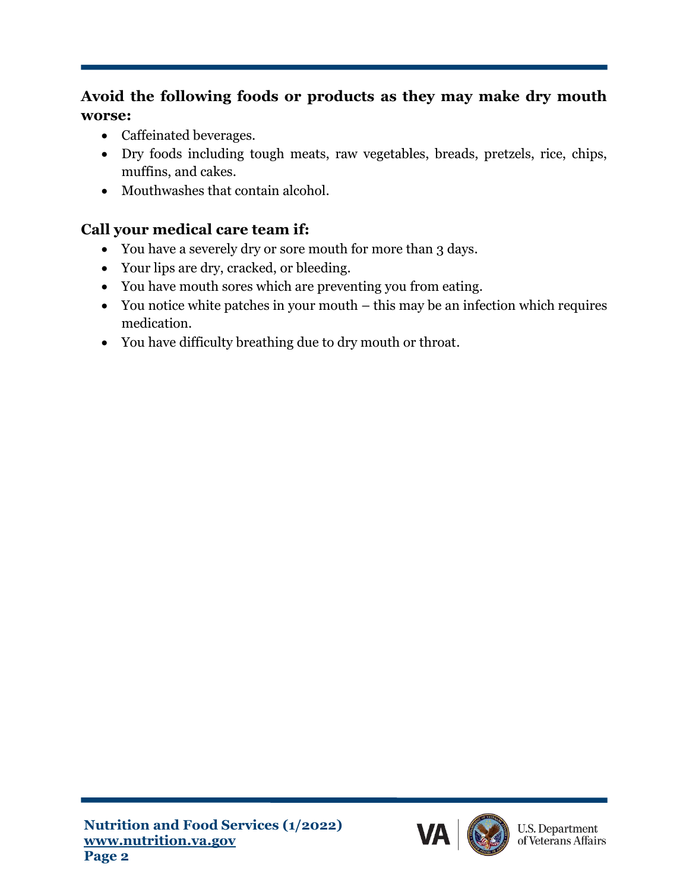**Avoid the following foods or products as they may make dry mouth worse:**

- Caffeinated beverages.
- Dry foods including tough meats, raw vegetables, breads, pretzels, rice, chips, muffins, and cakes.
- Mouthwashes that contain alcohol.

**Call your medical care team if:**

- You have a severely dry or sore mouth for more than 3 days.
- Your lips are dry, cracked, or bleeding.
- You have mouth sores which are preventing you from eating.
- You notice white patches in your mouth – this may be an infection which requires medication.
- You have difficulty breathing due to dry mouth or throat.